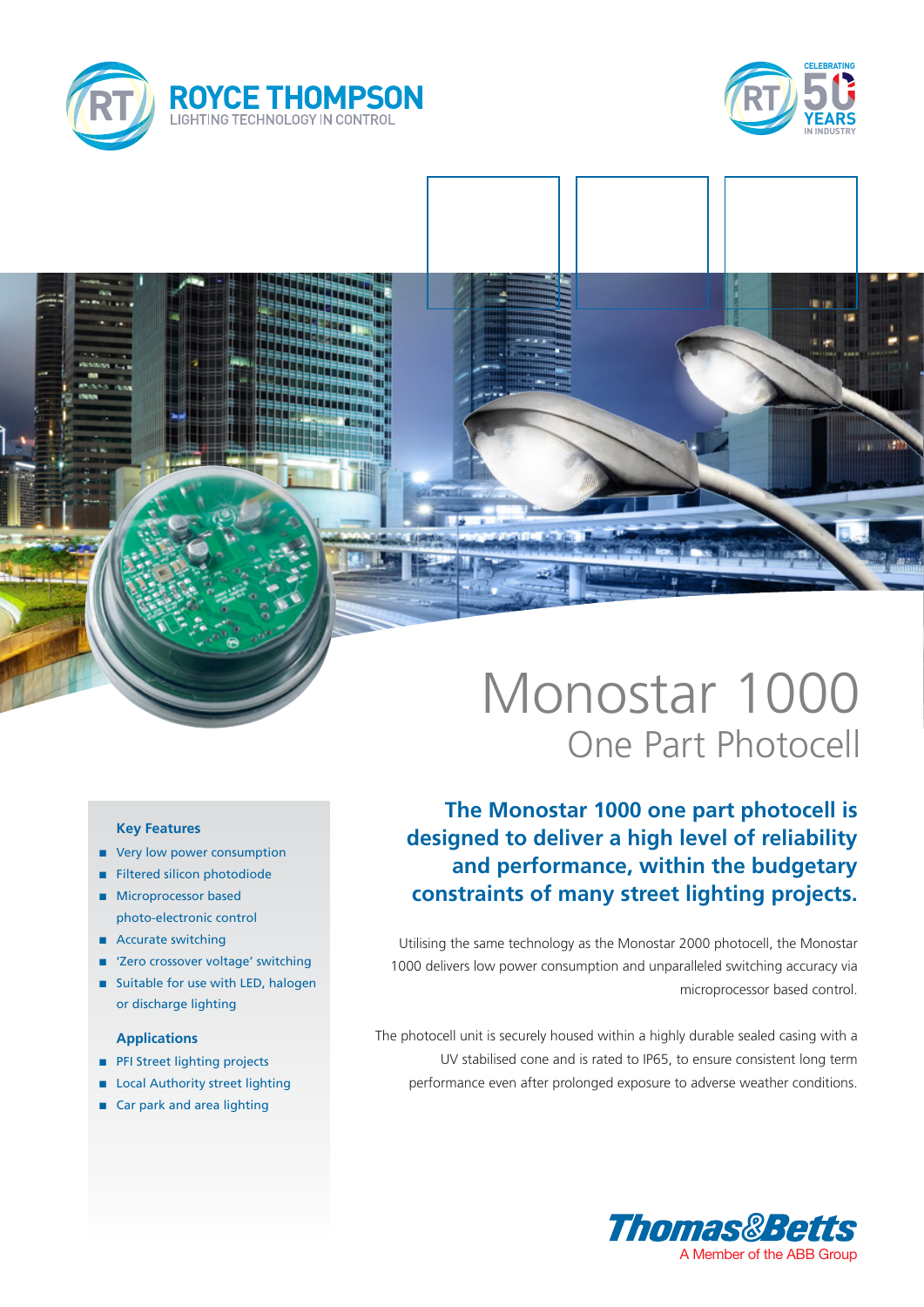ROYCE THOMPSON
LIGHTING TECHNOLOGY IN CONTROL

CELEBRATING 50 YEARS IN INDUSTRY

# Monostar 1000

## One Part Photocell

### Key Features

- Very low power consumption
- Filtered silicon photodiode
- Microprocessor based photo-electronic control
- Accurate switching
- 'Zero crossover voltage' switching
- Suitable for use with LED, halogen or discharge lighting

### Applications

- PFI Street lighting projects
- Local Authority street lighting
- Car park and area lighting

**The Monostar 1000 one part photocell is designed to deliver a high level of reliability and performance, within the budgetary constraints of many street lighting projects.**

Utilising the same technology as the Monostar 2000 photocell, the Monostar 1000 delivers low power consumption and unparalleled switching accuracy via microprocessor based control.

The photocell unit is securely housed within a highly durable sealed casing with a UV stabilised cone and is rated to IP65, to ensure consistent long term performance even after prolonged exposure to adverse weather conditions.

Thomas&Betts
A Member of the ABB Group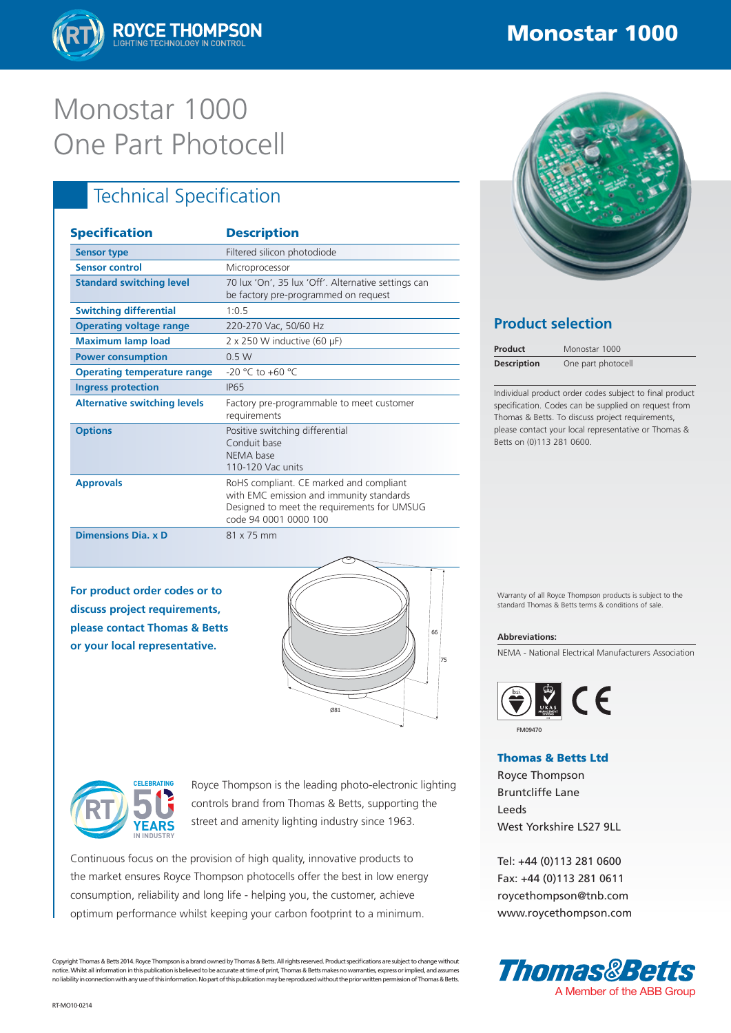# Monostar 1000
# One Part Photocell

## Technical Specification

| Specification | Description |
|---|---|
| Sensor type | Filtered silicon photodiode |
| Sensor control | Microprocessor |
| Standard switching level | 70 lux 'On', 35 lux 'Off'. Alternative settings can be factory pre-programmed on request |
| Switching differential | 1:0.5 |
| Operating voltage range | 220-270 Vac, 50/60 Hz |
| Maximum lamp load | 2 x 250 W inductive (60 µF) |
| Power consumption | 0.5 W |
| Operating temperature range | -20 °C to +60 °C |
| Ingress protection | IP65 |
| Alternative switching levels | Factory pre-programmable to meet customer requirements |
| Options | Positive switching differential<br>Conduit base<br>NEMA base<br>110-120 Vac units |
| Approvals | RoHS compliant. CE marked and compliant with EMC emission and immunity standards<br>Designed to meet the requirements for UMSUG code 94 0001 0000 100 |
| Dimensions Dia. x D | 81 x 75 mm |

**For product order codes or to discuss project requirements, please contact Thomas & Betts or your local representative.**

66

75

Ø81

Royce Thompson is the leading photo-electronic lighting controls brand from Thomas & Betts, supporting the street and amenity lighting industry since 1963.

Continuous focus on the provision of high quality, innovative products to the market ensures Royce Thompson photocells offer the best in low energy consumption, reliability and long life - helping you, the customer, achieve optimum performance whilst keeping your carbon footprint to a minimum.

## Product selection

| | |
|---|---|
| **Product** | Monostar 1000 |
| **Description** | One part photocell |

Individual product order codes subject to final product specification. Codes can be supplied on request from Thomas & Betts. To discuss project requirements, please contact your local representative or Thomas & Betts on (0)113 281 0600.

Warranty of all Royce Thompson products is subject to the standard Thomas & Betts terms & conditions of sale.

**Abbreviations:**

NEMA - National Electrical Manufacturers Association

FM09470

**Thomas & Betts Ltd**
Royce Thompson
Bruntcliffe Lane
Leeds
West Yorkshire LS27 9LL

Tel: +44 (0)113 281 0600
Fax: +44 (0)113 281 0611
roycethompson@tnb.com
www.roycethompson.com

Thomas&Betts
A Member of the ABB Group

Copyright Thomas & Betts 2014. Royce Thompson is a brand owned by Thomas & Betts. All rights reserved. Product specifications are subject to change without notice. Whilst all information in this publication is believed to be accurate at time of print, Thomas & Betts makes no warranties, express or implied, and assumes no liability in connection with any use of this information. No part of this publication may be reproduced without the prior written permission of Thomas & Betts.

RT-MO10-0214